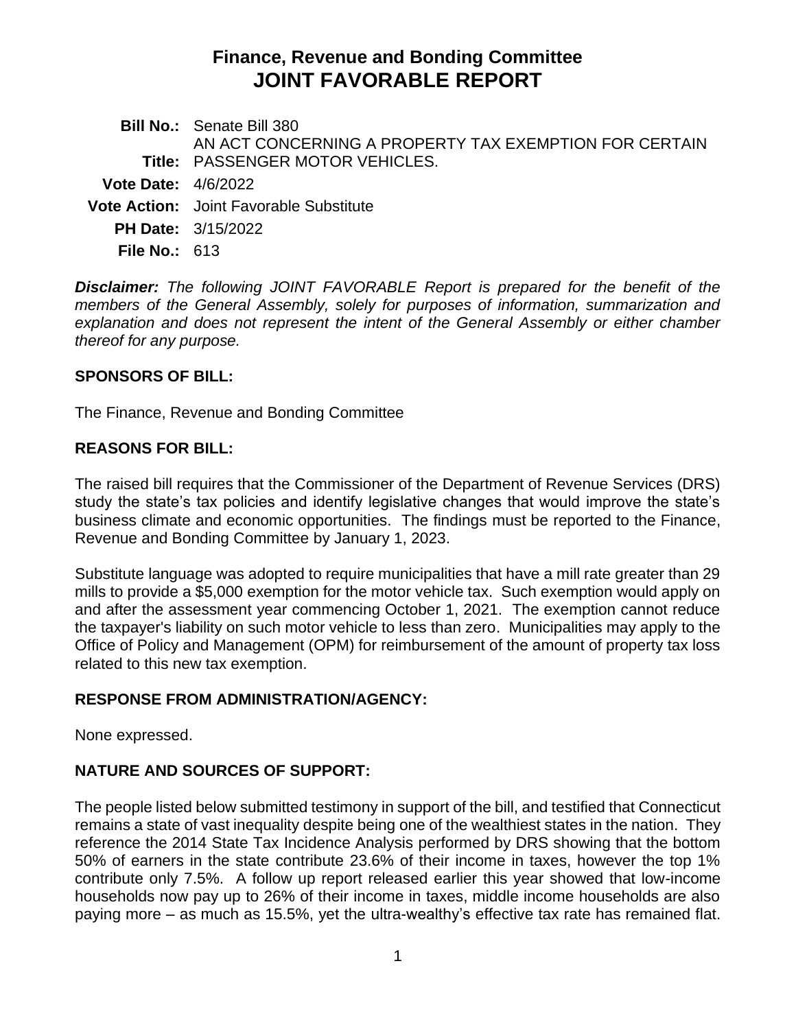# Finance, Revenue and Bonding Committee
# JOINT FAVORABLE REPORT

**Bill No.:** Senate Bill 380

**Title:** AN ACT CONCERNING A PROPERTY TAX EXEMPTION FOR CERTAIN PASSENGER MOTOR VEHICLES.

**Vote Date:** 4/6/2022

**Vote Action:** Joint Favorable Substitute

**PH Date:** 3/15/2022

**File No.:** 613

***Disclaimer:*** *The following JOINT FAVORABLE Report is prepared for the benefit of the members of the General Assembly, solely for purposes of information, summarization and explanation and does not represent the intent of the General Assembly or either chamber thereof for any purpose.*

## SPONSORS OF BILL:

The Finance, Revenue and Bonding Committee

## REASONS FOR BILL:

The raised bill requires that the Commissioner of the Department of Revenue Services (DRS) study the state's tax policies and identify legislative changes that would improve the state's business climate and economic opportunities. The findings must be reported to the Finance, Revenue and Bonding Committee by January 1, 2023.

Substitute language was adopted to require municipalities that have a mill rate greater than 29 mills to provide a $5,000 exemption for the motor vehicle tax. Such exemption would apply on and after the assessment year commencing October 1, 2021. The exemption cannot reduce the taxpayer's liability on such motor vehicle to less than zero. Municipalities may apply to the Office of Policy and Management (OPM) for reimbursement of the amount of property tax loss related to this new tax exemption.

## RESPONSE FROM ADMINISTRATION/AGENCY:

None expressed.

## NATURE AND SOURCES OF SUPPORT:

The people listed below submitted testimony in support of the bill, and testified that Connecticut remains a state of vast inequality despite being one of the wealthiest states in the nation. They reference the 2014 State Tax Incidence Analysis performed by DRS showing that the bottom 50% of earners in the state contribute 23.6% of their income in taxes, however the top 1% contribute only 7.5%. A follow up report released earlier this year showed that low-income households now pay up to 26% of their income in taxes, middle income households are also paying more – as much as 15.5%, yet the ultra-wealthy's effective tax rate has remained flat.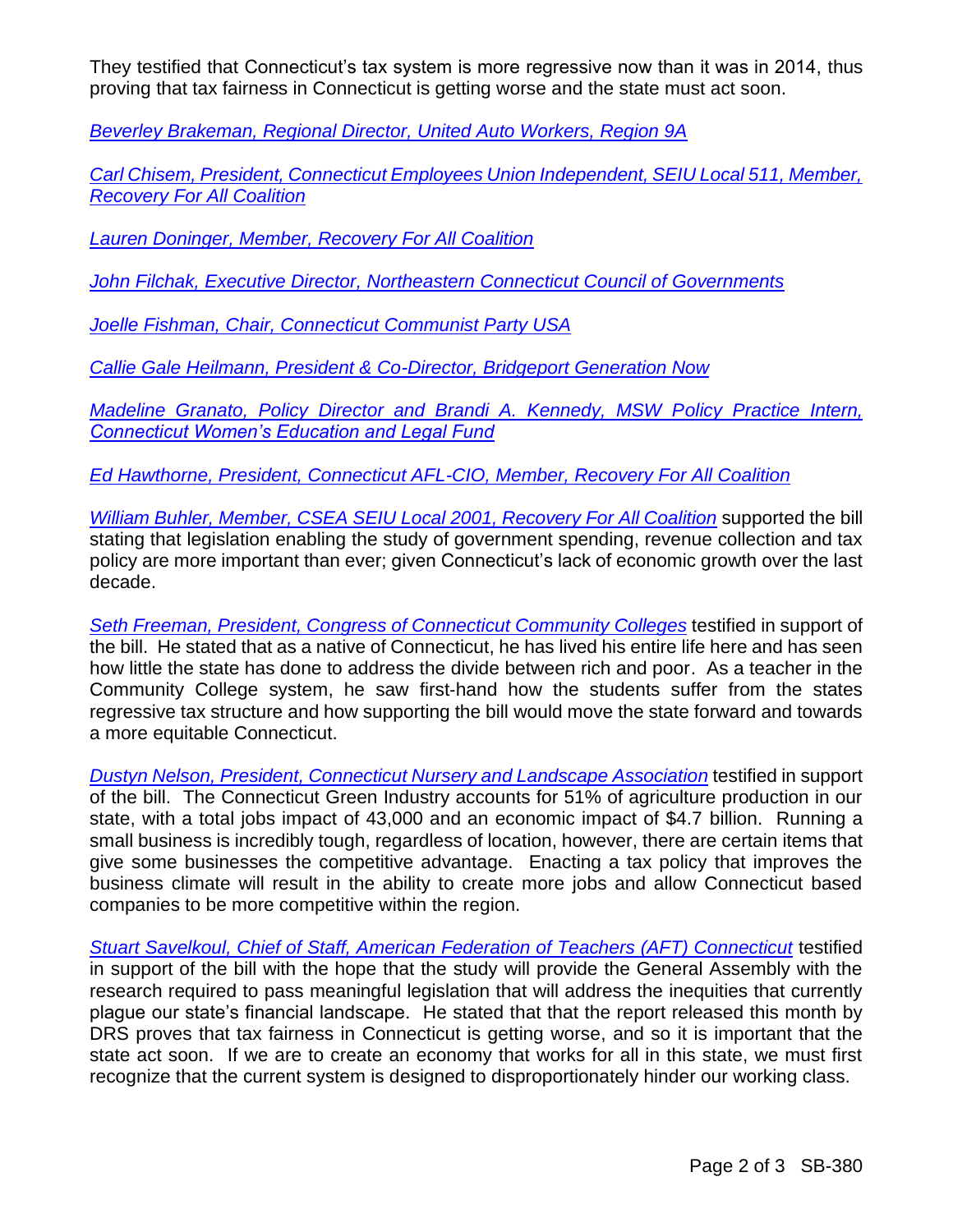They testified that Connecticut's tax system is more regressive now than it was in 2014, thus proving that tax fairness in Connecticut is getting worse and the state must act soon.

*Beverley Brakeman, Regional Director, United Auto Workers, Region 9A*

*Carl Chisem, President, Connecticut Employees Union Independent, SEIU Local 511, Member, Recovery For All Coalition*

*Lauren Doninger, Member, Recovery For All Coalition*

*John Filchak, Executive Director, Northeastern Connecticut Council of Governments*

*Joelle Fishman, Chair, Connecticut Communist Party USA*

*Callie Gale Heilmann, President & Co-Director, Bridgeport Generation Now*

*Madeline Granato, Policy Director and Brandi A. Kennedy, MSW Policy Practice Intern, Connecticut Women's Education and Legal Fund*

*Ed Hawthorne, President, Connecticut AFL-CIO, Member, Recovery For All Coalition*

*William Buhler, Member, CSEA SEIU Local 2001, Recovery For All Coalition* supported the bill stating that legislation enabling the study of government spending, revenue collection and tax policy are more important than ever; given Connecticut's lack of economic growth over the last decade.

*Seth Freeman, President, Congress of Connecticut Community Colleges* testified in support of the bill. He stated that as a native of Connecticut, he has lived his entire life here and has seen how little the state has done to address the divide between rich and poor. As a teacher in the Community College system, he saw first-hand how the students suffer from the states regressive tax structure and how supporting the bill would move the state forward and towards a more equitable Connecticut.

*Dustyn Nelson, President, Connecticut Nursery and Landscape Association* testified in support of the bill. The Connecticut Green Industry accounts for 51% of agriculture production in our state, with a total jobs impact of 43,000 and an economic impact of $4.7 billion. Running a small business is incredibly tough, regardless of location, however, there are certain items that give some businesses the competitive advantage. Enacting a tax policy that improves the business climate will result in the ability to create more jobs and allow Connecticut based companies to be more competitive within the region.

*Stuart Savelkoul, Chief of Staff, American Federation of Teachers (AFT) Connecticut* testified in support of the bill with the hope that the study will provide the General Assembly with the research required to pass meaningful legislation that will address the inequities that currently plague our state's financial landscape. He stated that that the report released this month by DRS proves that tax fairness in Connecticut is getting worse, and so it is important that the state act soon. If we are to create an economy that works for all in this state, we must first recognize that the current system is designed to disproportionately hinder our working class.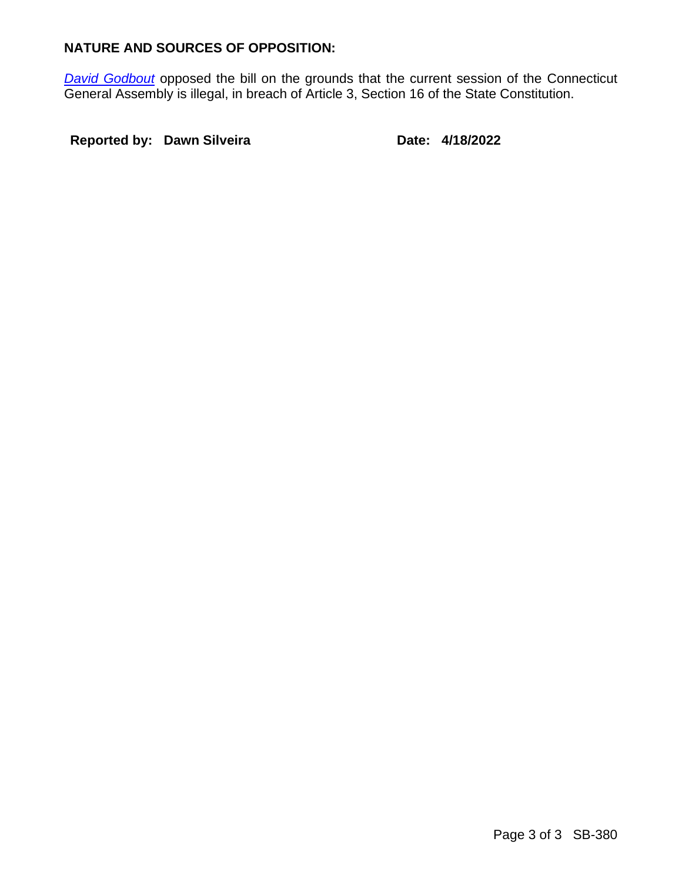## NATURE AND SOURCES OF OPPOSITION:

*David Godbout* opposed the bill on the grounds that the current session of the Connecticut General Assembly is illegal, in breach of Article 3, Section 16 of the State Constitution.

**Reported by: Dawn Silveira** **Date: 4/18/2022**